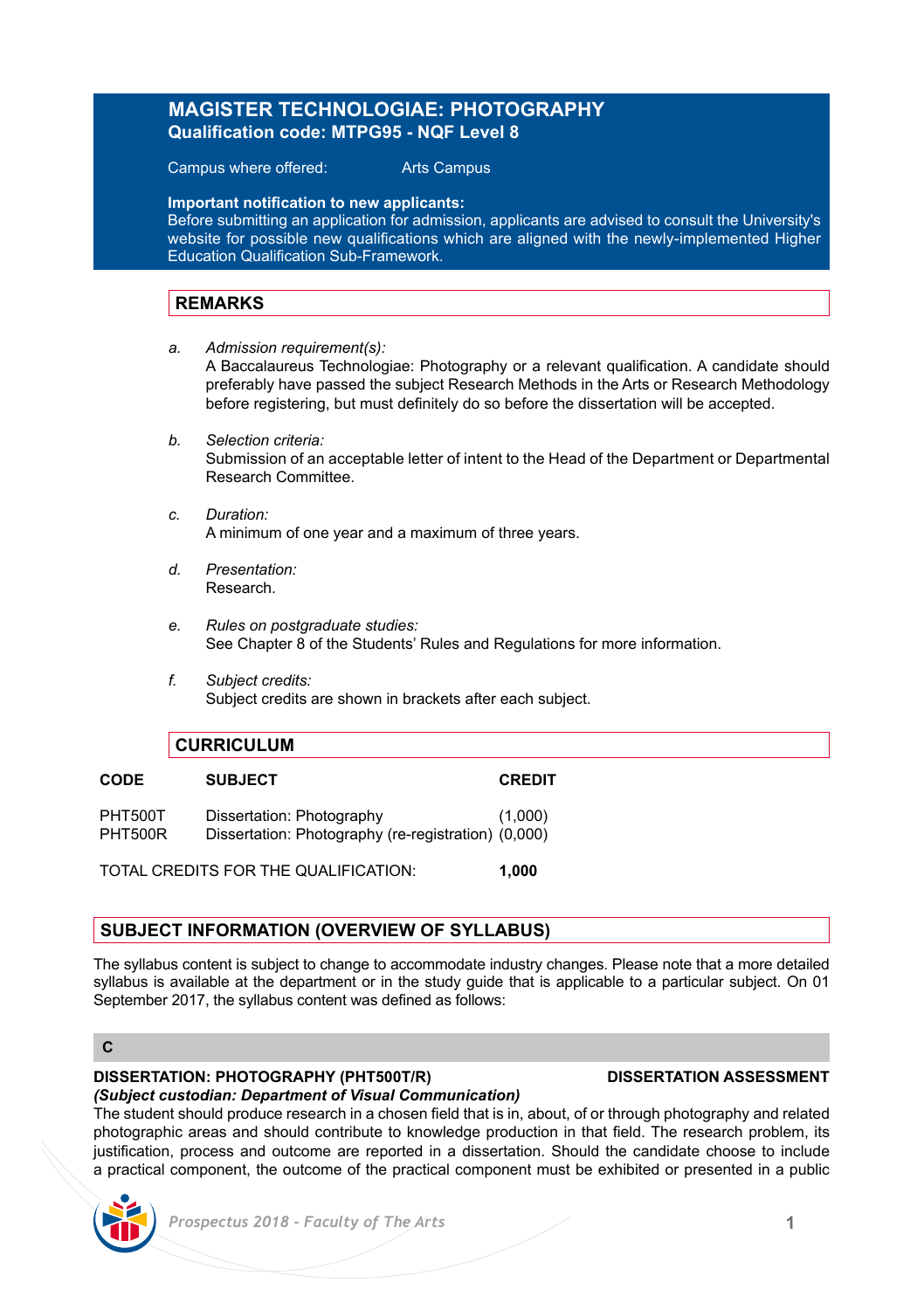# MAGISTER TECHNOLOGIAE: PHOTOGRAPHY

**Qualification code: MTPG95 - NQF Level 8**

Campus where offered: Arts Campus

**Important notification to new applicants:**
Before submitting an application for admission, applicants are advised to consult the University's website for possible new qualifications which are aligned with the newly-implemented Higher Education Qualification Sub-Framework.

## REMARKS

a. *Admission requirement(s):*
A Baccalaureus Technologiae: Photography or a relevant qualification. A candidate should preferably have passed the subject Research Methods in the Arts or Research Methodology before registering, but must definitely do so before the dissertation will be accepted.

b. *Selection criteria:*
Submission of an acceptable letter of intent to the Head of the Department or Departmental Research Committee.

c. *Duration:*
A minimum of one year and a maximum of three years.

d. *Presentation:*
Research.

e. *Rules on postgraduate studies:*
See Chapter 8 of the Students' Rules and Regulations for more information.

f. *Subject credits:*
Subject credits are shown in brackets after each subject.

## CURRICULUM

| CODE | SUBJECT | CREDIT |
|---|---|---|
| PHT500T | Dissertation: Photography | (1,000) |
| PHT500R | Dissertation: Photography (re-registration) | (0,000) |

TOTAL CREDITS FOR THE QUALIFICATION: **1,000**

## SUBJECT INFORMATION (OVERVIEW OF SYLLABUS)

The syllabus content is subject to change to accommodate industry changes. Please note that a more detailed syllabus is available at the department or in the study guide that is applicable to a particular subject. On 01 September 2017, the syllabus content was defined as follows:

### C

**DISSERTATION: PHOTOGRAPHY (PHT500T/R)** **DISSERTATION ASSESSMENT**

***(Subject custodian: Department of Visual Communication)***

The student should produce research in a chosen field that is in, about, of or through photography and related photographic areas and should contribute to knowledge production in that field. The research problem, its justification, process and outcome are reported in a dissertation. Should the candidate choose to include a practical component, the outcome of the practical component must be exhibited or presented in a public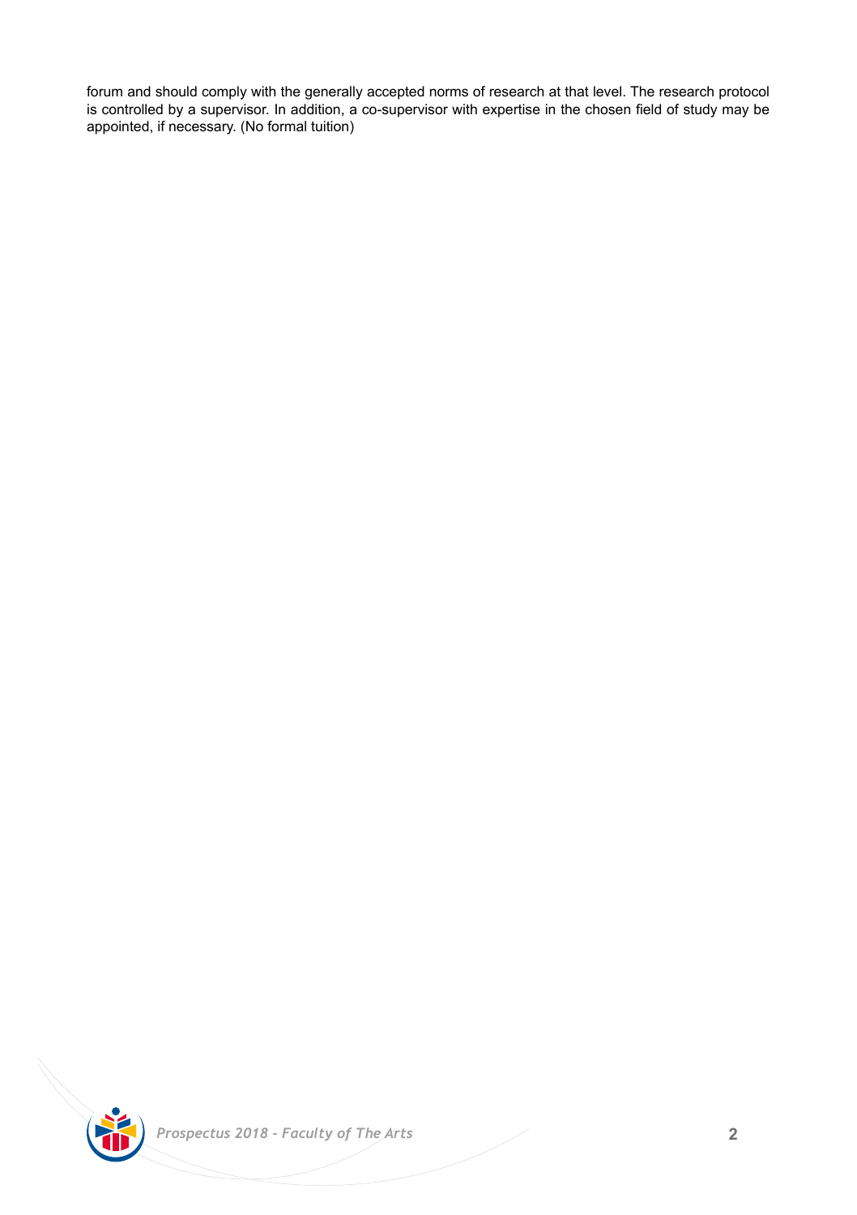forum and should comply with the generally accepted norms of research at that level. The research protocol is controlled by a supervisor. In addition, a co-supervisor with expertise in the chosen field of study may be appointed, if necessary. (No formal tuition)